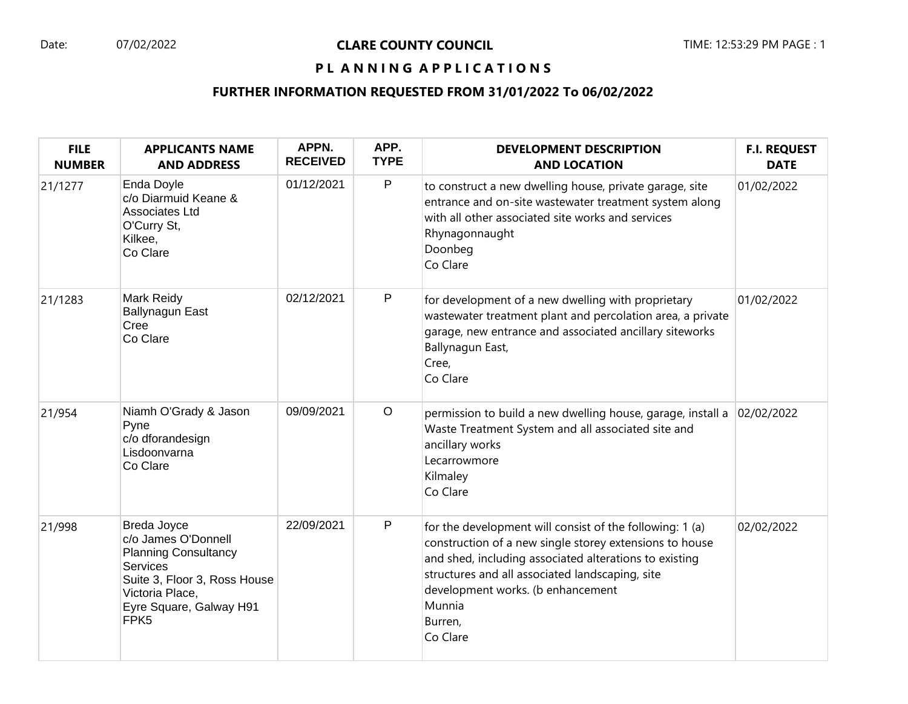Date: 07/02/2022

# CLARE COUNTY COUNCIL

## PLANNING APPLICATIONS

### FURTHER INFORMATION REQUESTED FROM 31/01/2022 To 06/02/2022

| FILE NUMBER | APPLICANTS NAME AND ADDRESS | APPN. RECEIVED | APP. TYPE | DEVELOPMENT DESCRIPTION AND LOCATION | F.I. REQUEST DATE |
|---|---|---|---|---|---|
| 21/1277 | Enda Doyle<br>c/o Diarmuid Keane & Associates Ltd<br>O'Curry St,<br>Kilkee,<br>Co Clare | 01/12/2021 | P | to construct a new dwelling house, private garage, site entrance and on-site wastewater treatment system along with all other associated site works and services<br>Rhynagonnaught<br>Doonbeg<br>Co Clare | 01/02/2022 |
| 21/1283 | Mark Reidy<br>Ballynagun East<br>Cree<br>Co Clare | 02/12/2021 | P | for development of a new dwelling with proprietary wastewater treatment plant and percolation area, a private garage, new entrance and associated ancillary siteworks<br>Ballynagun East,<br>Cree,<br>Co Clare | 01/02/2022 |
| 21/954 | Niamh O'Grady & Jason Pyne<br>c/o dforandesign<br>Lisdoonvarna<br>Co Clare | 09/09/2021 | O | permission to build a new dwelling house, garage, install a Waste Treatment System and all associated site and ancillary works<br>Lecarrowmore<br>Kilmaley<br>Co Clare | 02/02/2022 |
| 21/998 | Breda Joyce<br>c/o James O'Donnell Planning Consultancy Services<br>Suite 3, Floor 3, Ross House<br>Victoria Place,<br>Eyre Square, Galway H91 FPK5 | 22/09/2021 | P | for the development will consist of the following: 1 (a) construction of a new single storey extensions to house and shed, including associated alterations to existing structures and all associated landscaping, site development works. (b enhancement<br>Munnia<br>Burren,<br>Co Clare | 02/02/2022 |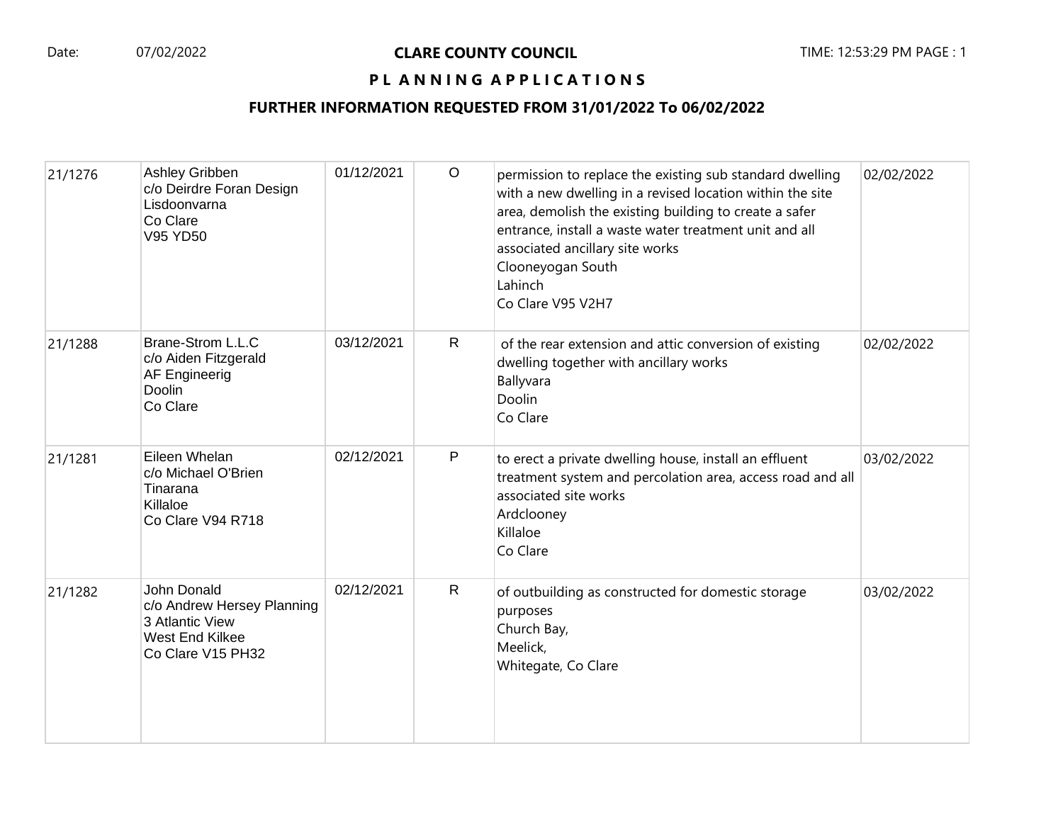**Date:** 07/02/2022

# CLARE COUNTY COUNCIL

## PL ANNING APPLICATIONS

### FURTHER INFORMATION REQUESTED FROM 31/01/2022 To 06/02/2022

| | | | | | |
|---|---|---|---|---|---|
| 21/1276 | Ashley Gribben<br>c/o Deirdre Foran Design<br>Lisdoonvarna<br>Co Clare<br>V95 YD50 | 01/12/2021 | O | permission to replace the existing sub standard dwelling with a new dwelling in a revised location within the site area, demolish the existing building to create a safer entrance, install a waste water treatment unit and all associated ancillary site works<br>Clooneyogan South<br>Lahinch<br>Co Clare V95 V2H7 | 02/02/2022 |
| 21/1288 | Brane-Strom L.L.C<br>c/o Aiden Fitzgerald<br>AF Engineerig<br>Doolin<br>Co Clare | 03/12/2021 | R | of the rear extension and attic conversion of existing dwelling together with ancillary works<br>Ballyvara<br>Doolin<br>Co Clare | 02/02/2022 |
| 21/1281 | Eileen Whelan<br>c/o Michael O'Brien<br>Tinarana<br>Killaloe<br>Co Clare V94 R718 | 02/12/2021 | P | to erect a private dwelling house, install an effluent treatment system and percolation area, access road and all associated site works<br>Ardclooney<br>Killaloe<br>Co Clare | 03/02/2022 |
| 21/1282 | John Donald<br>c/o Andrew Hersey Planning<br>3 Atlantic View<br>West End Kilkee<br>Co Clare V15 PH32 | 02/12/2021 | R | of outbuilding as constructed for domestic storage purposes<br>Church Bay,<br>Meelick,<br>Whitegate, Co Clare | 03/02/2022 |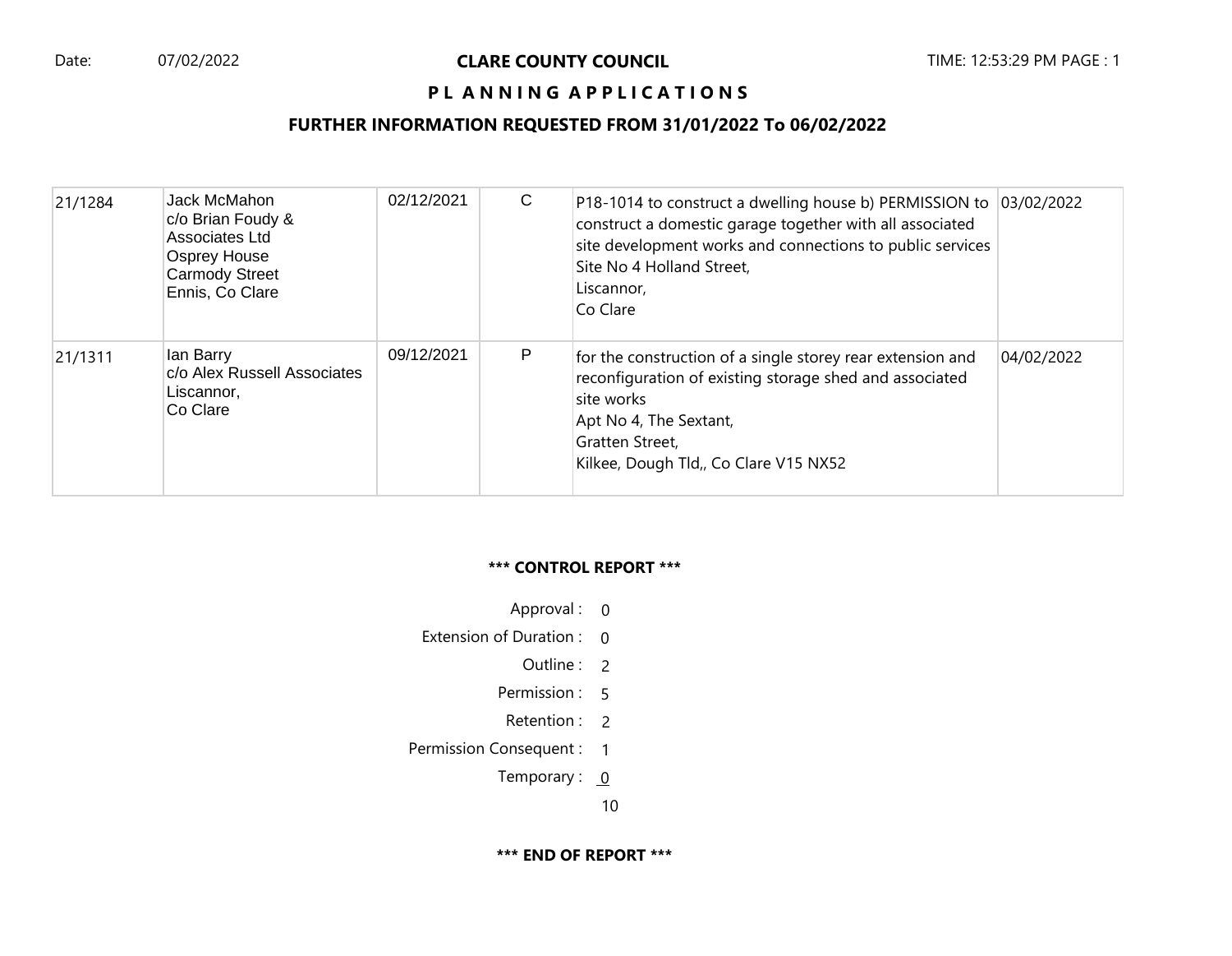Date: 07/02/2022

**CLARE COUNTY COUNCIL**

TIME: 12:53:29 PM PAGE : 1

**P L A N N I N G A P P L I C A T I O N S**

**FURTHER INFORMATION REQUESTED FROM 31/01/2022 To 06/02/2022**

| | | | | | |
|---|---|---|---|---|---|
| 21/1284 | Jack McMahon<br>c/o Brian Foudy & Associates Ltd<br>Osprey House<br>Carmody Street<br>Ennis, Co Clare | 02/12/2021 | C | P18-1014 to construct a dwelling house b) PERMISSION to construct a domestic garage together with all associated site development works and connections to public services<br>Site No 4 Holland Street,<br>Liscannor,<br>Co Clare | 03/02/2022 |
| 21/1311 | Ian Barry<br>c/o Alex Russell Associates<br>Liscannor,<br>Co Clare | 09/12/2021 | P | for the construction of a single storey rear extension and reconfiguration of existing storage shed and associated site works<br>Apt No 4, The Sextant,<br>Gratten Street,<br>Kilkee, Dough Tld,, Co Clare V15 NX52 | 04/02/2022 |

**\*\*\* CONTROL REPORT \*\*\***

| | |
|---|---|
| Approval : | 0 |
| Extension of Duration : | 0 |
| Outline : | 2 |
| Permission : | 5 |
| Retention : | 2 |
| Permission Consequent : | 1 |
| Temporary : | 0 |
| | 10 |

**\*\*\* END OF REPORT \*\*\***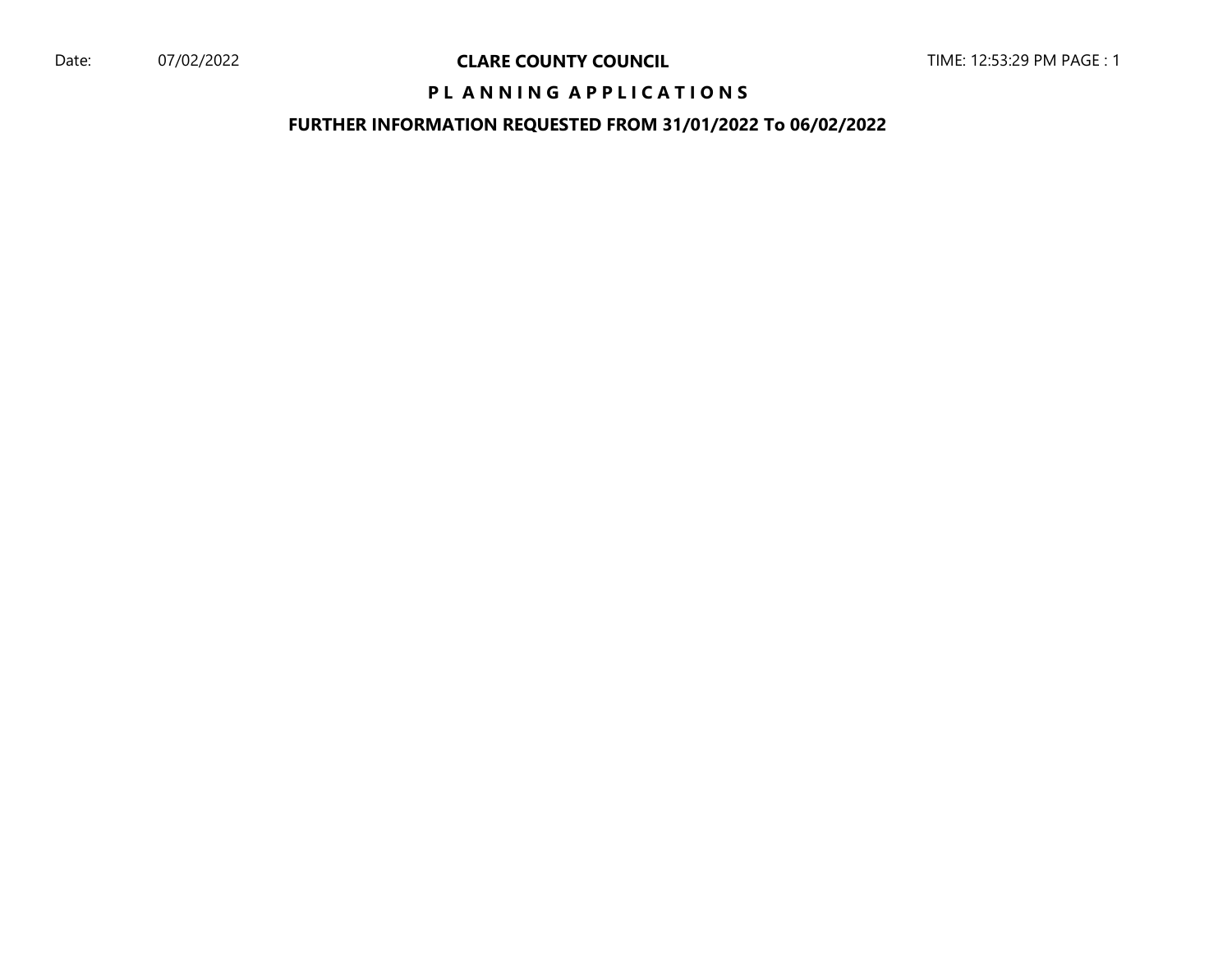Date: 07/02/2022

# CLARE COUNTY COUNCIL

TIME: 12:53:29 PM PAGE : 1

## P L A N N I N G  A P P L I C A T I O N S

### FURTHER INFORMATION REQUESTED FROM 31/01/2022 To 06/02/2022